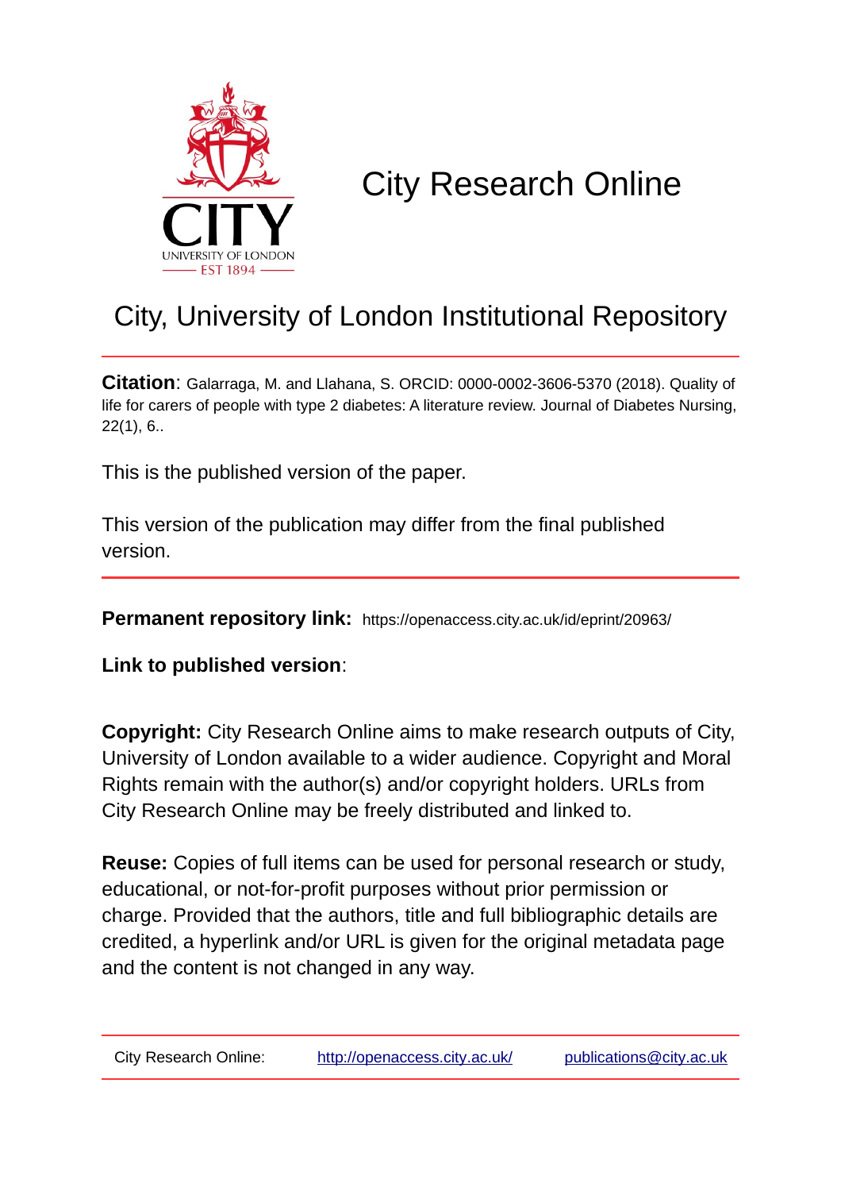# City Research Online

## City, University of London Institutional Repository

**Citation**: Galarraga, M. and Llahana, S. ORCID: 0000-0002-3606-5370 (2018). Quality of life for carers of people with type 2 diabetes: A literature review. Journal of Diabetes Nursing, 22(1), 6..

This is the published version of the paper.

This version of the publication may differ from the final published version.

**Permanent repository link:** https://openaccess.city.ac.uk/id/eprint/20963/

**Link to published version**:

**Copyright:** City Research Online aims to make research outputs of City, University of London available to a wider audience. Copyright and Moral Rights remain with the author(s) and/or copyright holders. URLs from City Research Online may be freely distributed and linked to.

**Reuse:** Copies of full items can be used for personal research or study, educational, or not-for-profit purposes without prior permission or charge. Provided that the authors, title and full bibliographic details are credited, a hyperlink and/or URL is given for the original metadata page and the content is not changed in any way.

City Research Online: http://openaccess.city.ac.uk/ publications@city.ac.uk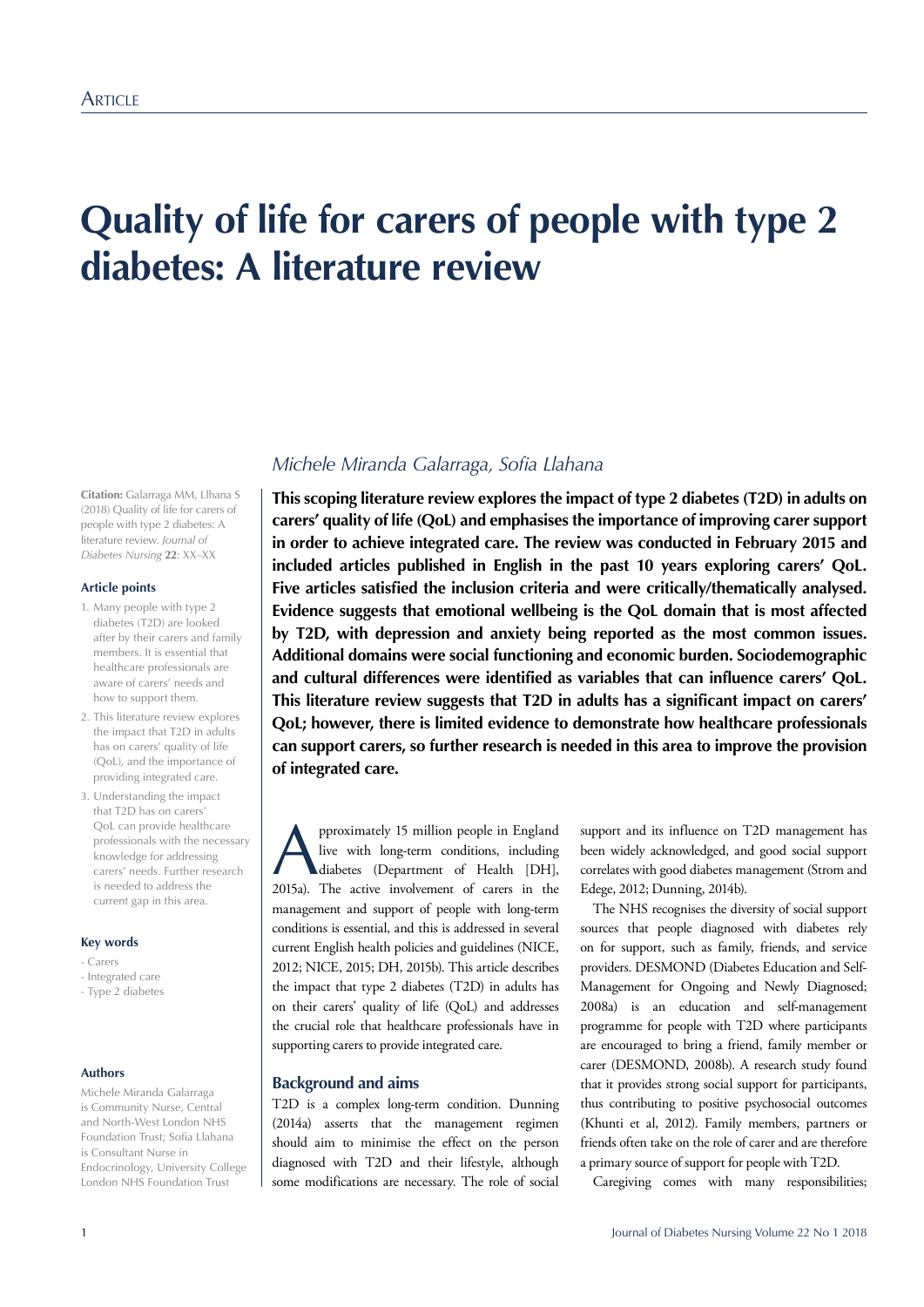# Quality of life for carers of people with type 2 diabetes: A literature review

*Michele Miranda Galarraga, Sofia Llahana*

**Citation:** Galarraga MM, Llhana S (2018) Quality of life for carers of people with type 2 diabetes: A literature review. *Journal of Diabetes Nursing* **22**: XX–XX

**Article points**

1. Many people with type 2 diabetes (T2D) are looked after by their carers and family members. It is essential that healthcare professionals are aware of carers' needs and how to support them.
2. This literature review explores the impact that T2D in adults has on carers' quality of life (QoL), and the importance of providing integrated care.
3. Understanding the impact that T2D has on carers' QoL can provide healthcare professionals with the necessary knowledge for addressing carers' needs. Further research is needed to address the current gap in this area.

**Key words**

- Carers
- Integrated care
- Type 2 diabetes

**Authors**

Michele Miranda Galarraga is Community Nurse, Central and North-West London NHS Foundation Trust; Sofia Llahana is Consultant Nurse in Endocrinology, University College London NHS Foundation Trust

**This scoping literature review explores the impact of type 2 diabetes (T2D) in adults on carers' quality of life (QoL) and emphasises the importance of improving carer support in order to achieve integrated care. The review was conducted in February 2015 and included articles published in English in the past 10 years exploring carers' QoL. Five articles satisfied the inclusion criteria and were critically/thematically analysed. Evidence suggests that emotional wellbeing is the QoL domain that is most affected by T2D, with depression and anxiety being reported as the most common issues. Additional domains were social functioning and economic burden. Sociodemographic and cultural differences were identified as variables that can influence carers' QoL. This literature review suggests that T2D in adults has a significant impact on carers' QoL; however, there is limited evidence to demonstrate how healthcare professionals can support carers, so further research is needed in this area to improve the provision of integrated care.**

Approximately 15 million people in England live with long-term conditions, including diabetes (Department of Health [DH], 2015a). The active involvement of carers in the management and support of people with long-term conditions is essential, and this is addressed in several current English health policies and guidelines (NICE, 2012; NICE, 2015; DH, 2015b). This article describes the impact that type 2 diabetes (T2D) in adults has on their carers' quality of life (QoL) and addresses the crucial role that healthcare professionals have in supporting carers to provide integrated care.

## Background and aims

T2D is a complex long-term condition. Dunning (2014a) asserts that the management regimen should aim to minimise the effect on the person diagnosed with T2D and their lifestyle, although some modifications are necessary. The role of social support and its influence on T2D management has been widely acknowledged, and good social support correlates with good diabetes management (Strom and Edege, 2012; Dunning, 2014b).

The NHS recognises the diversity of social support sources that people diagnosed with diabetes rely on for support, such as family, friends, and service providers. DESMOND (Diabetes Education and Self-Management for Ongoing and Newly Diagnosed; 2008a) is an education and self-management programme for people with T2D where participants are encouraged to bring a friend, family member or carer (DESMOND, 2008b). A research study found that it provides strong social support for participants, thus contributing to positive psychosocial outcomes (Khunti et al, 2012). Family members, partners or friends often take on the role of carer and are therefore a primary source of support for people with T2D.

Caregiving comes with many responsibilities;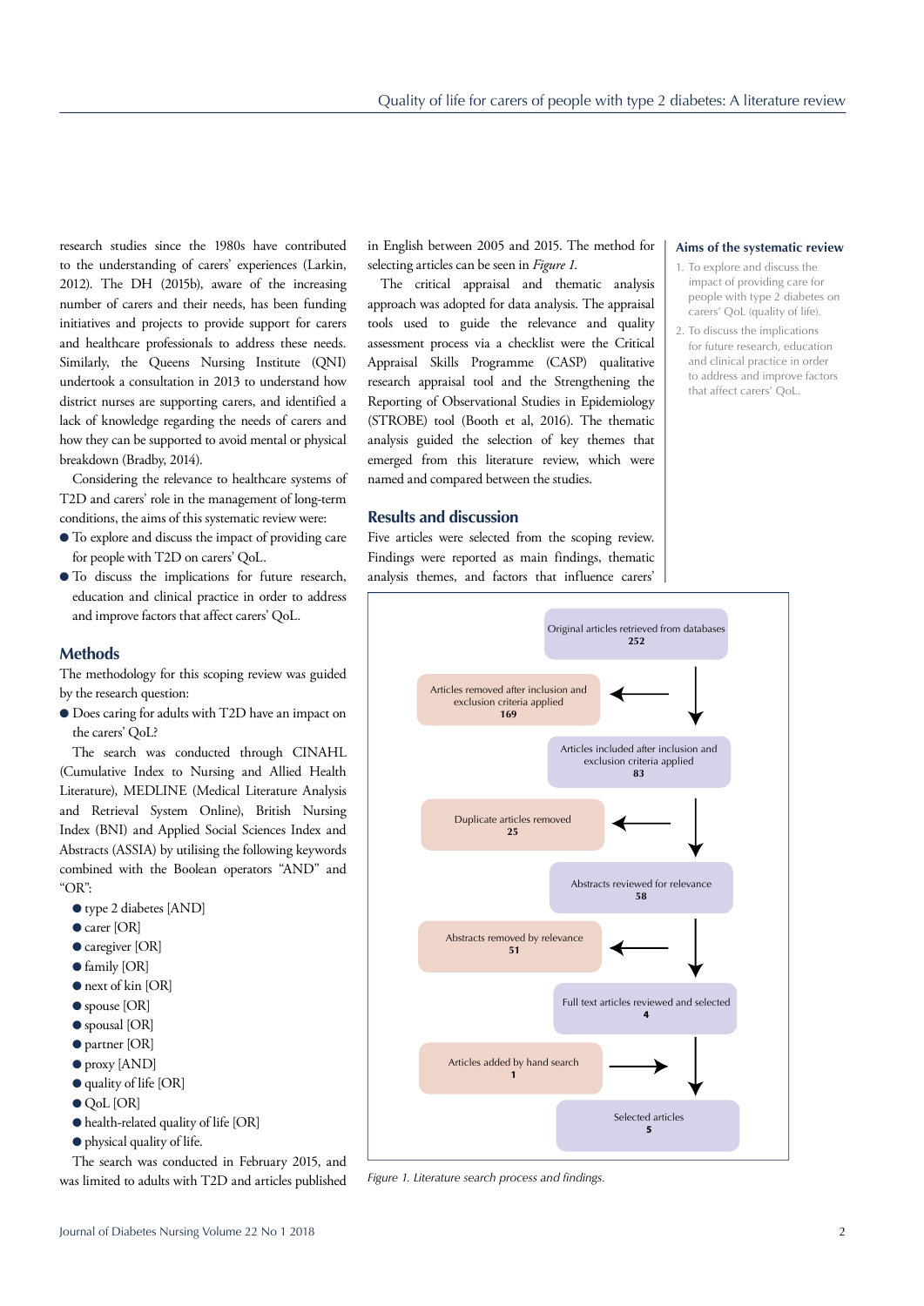research studies since the 1980s have contributed to the understanding of carers' experiences (Larkin, 2012). The DH (2015b), aware of the increasing number of carers and their needs, has been funding initiatives and projects to provide support for carers and healthcare professionals to address these needs. Similarly, the Queens Nursing Institute (QNI) undertook a consultation in 2013 to understand how district nurses are supporting carers, and identified a lack of knowledge regarding the needs of carers and how they can be supported to avoid mental or physical breakdown (Bradby, 2014).

Considering the relevance to healthcare systems of T2D and carers' role in the management of long-term conditions, the aims of this systematic review were:

- To explore and discuss the impact of providing care for people with T2D on carers' QoL.
- To discuss the implications for future research, education and clinical practice in order to address and improve factors that affect carers' QoL.

## Methods

The methodology for this scoping review was guided by the research question:

- Does caring for adults with T2D have an impact on the carers' QoL?

The search was conducted through CINAHL (Cumulative Index to Nursing and Allied Health Literature), MEDLINE (Medical Literature Analysis and Retrieval System Online), British Nursing Index (BNI) and Applied Social Sciences Index and Abstracts (ASSIA) by utilising the following keywords combined with the Boolean operators "AND" and "OR":

- type 2 diabetes [AND]
- carer [OR]
- caregiver [OR]
- family [OR]
- next of kin [OR]
- spouse [OR]
- spousal [OR]
- partner [OR]
- proxy [AND]
- quality of life [OR]
- QoL [OR]
- health-related quality of life [OR]
- physical quality of life.

The search was conducted in February 2015, and was limited to adults with T2D and articles published in English between 2005 and 2015. The method for selecting articles can be seen in *Figure 1*.

The critical appraisal and thematic analysis approach was adopted for data analysis. The appraisal tools used to guide the relevance and quality assessment process via a checklist were the Critical Appraisal Skills Programme (CASP) qualitative research appraisal tool and the Strengthening the Reporting of Observational Studies in Epidemiology (STROBE) tool (Booth et al, 2016). The thematic analysis guided the selection of key themes that emerged from this literature review, which were named and compared between the studies.

## Results and discussion

Five articles were selected from the scoping review. Findings were reported as main findings, thematic analysis themes, and factors that influence carers'

**Aims of the systematic review**

1. To explore and discuss the impact of providing care for people with type 2 diabetes on carers' QoL (quality of life).
2. To discuss the implications for future research, education and clinical practice in order to address and improve factors that affect carers' QoL.

Original articles retrieved from databases **252**
→ Articles removed after inclusion and exclusion criteria applied **169**
Articles included after inclusion and exclusion criteria applied **83**
→ Duplicate articles removed **25**
Abstracts reviewed for relevance **58**
→ Abstracts removed by relevance **51**
Full text articles reviewed and selected **4**
+ Articles added by hand search **1**
Selected articles **5**

*Figure 1. Literature search process and findings.*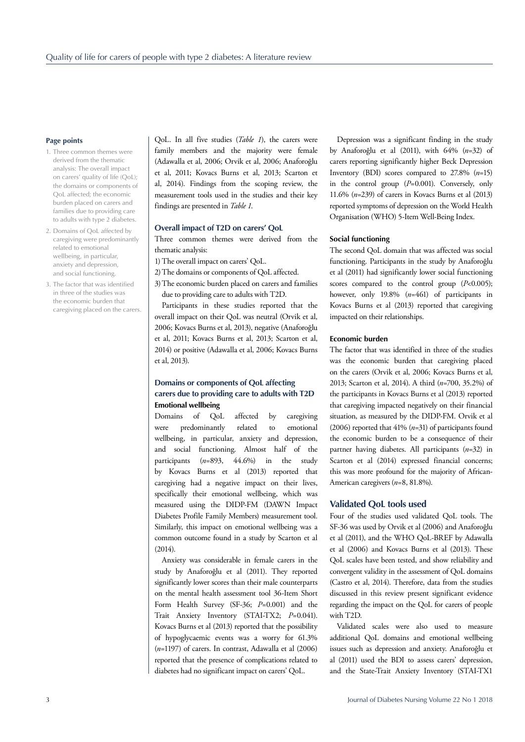**Page points**

1. Three common themes were derived from the thematic analysis: The overall impact on carers' quality of life (QoL); the domains or components of QoL affected; the economic burden placed on carers and families due to providing care to adults with type 2 diabetes.
2. Domains of QoL affected by caregiving were predominantly related to emotional wellbeing, in particular, anxiety and depression, and social functioning.
3. The factor that was identified in three of the studies was the economic burden that caregiving placed on the carers.

QoL. In all five studies (*Table 1*), the carers were family members and the majority were female (Adawalla et al, 2006; Orvik et al, 2006; Anaforoğlu et al, 2011; Kovacs Burns et al, 2013; Scarton et al, 2014). Findings from the scoping review, the measurement tools used in the studies and their key findings are presented in *Table 1*.

## Overall impact of T2D on carers' QoL

Three common themes were derived from the thematic analysis:

1) The overall impact on carers' QoL.
2) The domains or components of QoL affected.
3) The economic burden placed on carers and families due to providing care to adults with T2D.

Participants in these studies reported that the overall impact on their QoL was neutral (Orvik et al, 2006; Kovacs Burns et al, 2013), negative (Anaforoğlu et al, 2011; Kovacs Burns et al, 2013; Scarton et al, 2014) or positive (Adawalla et al, 2006; Kovacs Burns et al, 2013).

## Domains or components of QoL affecting carers due to providing care to adults with T2D

### Emotional wellbeing

Domains of QoL affected by caregiving were predominantly related to emotional wellbeing, in particular, anxiety and depression, and social functioning. Almost half of the participants (*n*=893, 44.6%) in the study by Kovacs Burns et al (2013) reported that caregiving had a negative impact on their lives, specifically their emotional wellbeing, which was measured using the DIDP-FM (DAWN Impact Diabetes Profile Family Members) measurement tool. Similarly, this impact on emotional wellbeing was a common outcome found in a study by Scarton et al (2014).

Anxiety was considerable in female carers in the study by Anaforoğlu et al (2011). They reported significantly lower scores than their male counterparts on the mental health assessment tool 36-Item Short Form Health Survey (SF-36; *P*=0.001) and the Trait Anxiety Inventory (STAI-TX2; *P*=0.041). Kovacs Burns et al (2013) reported that the possibility of hypoglycaemic events was a worry for 61.3% (*n*=1197) of carers. In contrast, Adawalla et al (2006) reported that the presence of complications related to diabetes had no significant impact on carers' QoL.

Depression was a significant finding in the study by Anaforoğlu et al (2011), with 64% (*n*=32) of carers reporting significantly higher Beck Depression Inventory (BDI) scores compared to 27.8% (*n*=15) in the control group (*P*=0.001). Conversely, only 11.6% (*n*=239) of carers in Kovacs Burns et al (2013) reported symptoms of depression on the World Health Organisation (WHO) 5-Item Well-Being Index.

### Social functioning

The second QoL domain that was affected was social functioning. Participants in the study by Anaforoğlu et al (2011) had significantly lower social functioning scores compared to the control group (*P*<0.005); however, only 19.8% (*n*=461) of participants in Kovacs Burns et al (2013) reported that caregiving impacted on their relationships.

### Economic burden

The factor that was identified in three of the studies was the economic burden that caregiving placed on the carers (Orvik et al, 2006; Kovacs Burns et al, 2013; Scarton et al, 2014). A third (*n*=700, 35.2%) of the participants in Kovacs Burns et al (2013) reported that caregiving impacted negatively on their financial situation, as measured by the DIDP-FM. Orvik et al (2006) reported that 41% (*n*=31) of participants found the economic burden to be a consequence of their partner having diabetes. All participants (*n*=32) in Scarton et al (2014) expressed financial concerns; this was more profound for the majority of African-American caregivers (*n*=8, 81.8%).

## Validated QoL tools used

Four of the studies used validated QoL tools. The SF-36 was used by Orvik et al (2006) and Anaforoğlu et al (2011), and the WHO QoL-BREF by Adawalla et al (2006) and Kovacs Burns et al (2013). These QoL scales have been tested, and show reliability and convergent validity in the assessment of QoL domains (Castro et al, 2014). Therefore, data from the studies discussed in this review present significant evidence regarding the impact on the QoL for carers of people with T2D.

Validated scales were also used to measure additional QoL domains and emotional wellbeing issues such as depression and anxiety. Anaforoğlu et al (2011) used the BDI to assess carers' depression, and the State-Trait Anxiety Inventory (STAI-TX1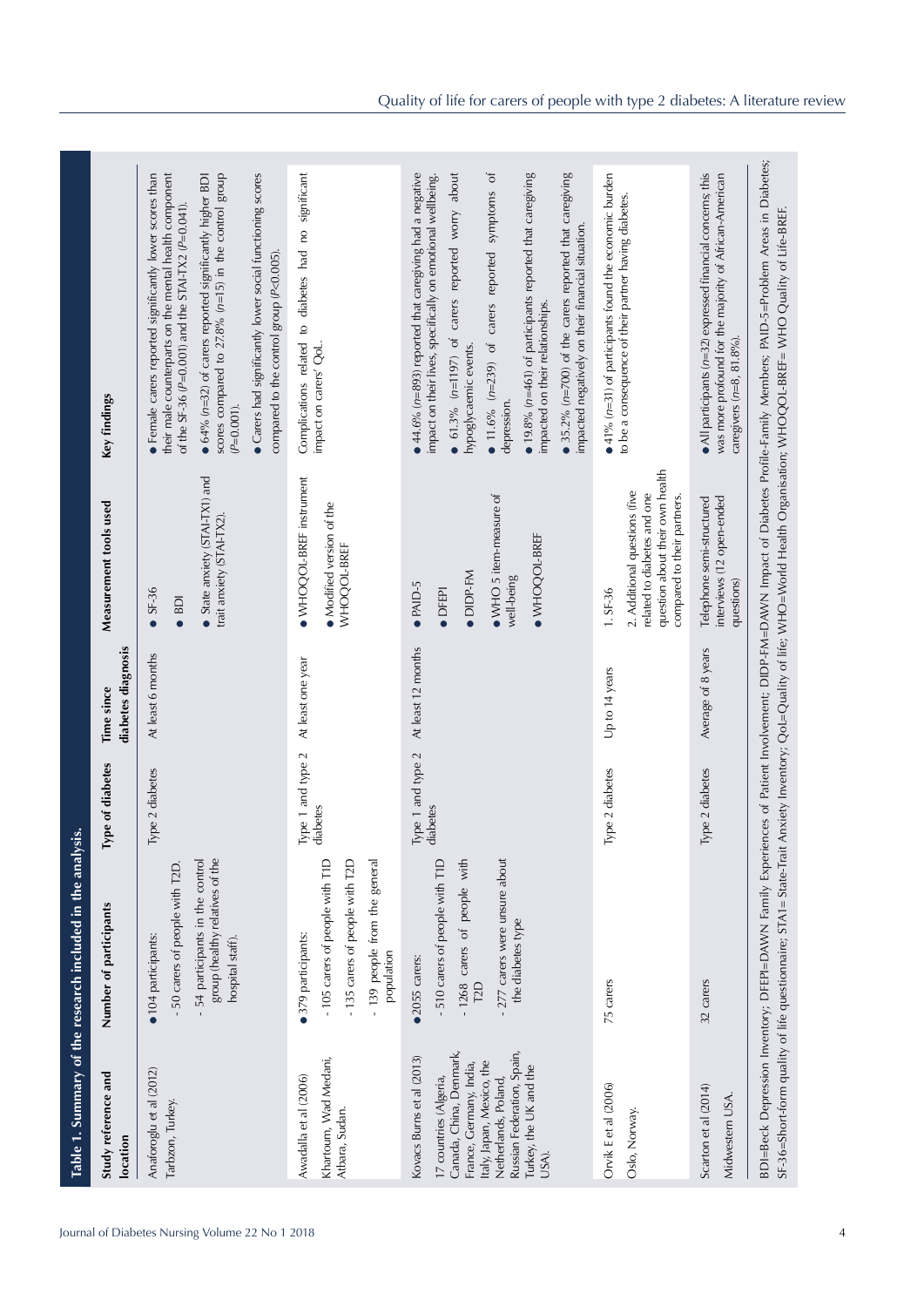**Table 1. Summary of the research included in the analysis.**

| Study reference and location | Number of participants | Type of diabetes | Time since diabetes diagnosis | Measurement tools used | Key findings |
|---|---|---|---|---|---|
| Anaforoglu et al (2012) Tarbzon, Turkey. | ● 104 participants: - 50 carers of people with T2D. - 54 participants in the control group (healthy relatives of the hospital staff). | Type 2 diabetes | At least 6 months | ● SF-36 ● BDI ● State anxiety (STAI-TX1) and trait anxiety (STAI-TX2). | ● Female carers reported significantly lower scores than their male counterparts on the mental health component of the SF-36 ($P$=0.001) and the STAI-TX2 ($P$=0.041). ● 64% ($n$=32) of carers reported significantly higher BDI scores compared to 27.8% ($n$=15) in the control group ($P$=0.001). ● Carers had significantly lower social functioning scores compared to the control group ($P$<0.005). |
| Awadalla et al (2006) Khartoum, Wad Medani, Atbara, Sudan. | ● 379 participants: - 105 carers of people with T1D - 135 carers of people with T2D - 139 people from the general population | Type 1 and type 2 diabetes | At least one year | ● WHOQOL-BREF instrument ● Modified version of the WHOQOL-BREF | Complications related to diabetes had no significant impact on carers' QoL. |
| Kovacs Burns et al (2013) 17 countries (Algeria, Canada, China, Denmark, France, Germany, India, Italy, Japan, Mexico, the Netherlands, Poland, Russian Federation, Spain, Turkey, the UK and the USA). | ● 2055 carers: - 510 carers of people with T1D - 1268 carers of people with T2D - 277 carers were unsure about the diabetes type | Type 1 and type 2 diabetes | At least 12 months | ● PAID-5 ● DFEPI ● DIDP-FM ● WHO 5 item-measure of well-being ● WHOQOL-BREF | ● 44.6% ($n$=893) reported that caregiving had a negative impact on their lives, specifically on emotional wellbeing. ● 61.3% ($n$=1197) of carers reported worry about hypoglycaemic events. ● 11.6% ($n$=239) of carers reported symptoms of depression. ● 19.8% ($n$=461) of participants reported that caregiving impacted on their relationships. ● 35.2% ($n$=700) of the carers reported that caregiving impacted negatively on their financial situation. |
| Orvik E et al (2006) Oslo, Norway. | 75 carers | Type 2 diabetes | Up to 14 years | 1. SF-36 2. Additional questions (five related to diabetes and one question about their own health compared to their partners. | ● 41% ($n$=31) of participants found the economic burden to be a consequence of their partner having diabetes. |
| Scarton et al (2014) Midwestern USA. | 32 carers | Type 2 diabetes | Average of 8 years | Telephone semi-structured interviews (12 open-ended questions) | ● All participants ($n$=32) expressed financial concerns; this was more profound for the majority of African-American caregivers ($n$=8, 81.8%). |

BDI=Beck Depression Inventory; DFEPI=DAWN Family Experiences of Patient Involvement; DIDP-FM=DAWN Impact of Diabetes Profile-Family Members; PAID-5=Problem Areas in Diabetes; SF-36=Short-form quality of life questionnaire; STAI= State-Trait Anxiety Inventory; QoL=Quality of life; WHO=World Health Organisation; WHOQOL-BREF= WHO Quality of Life-BREF.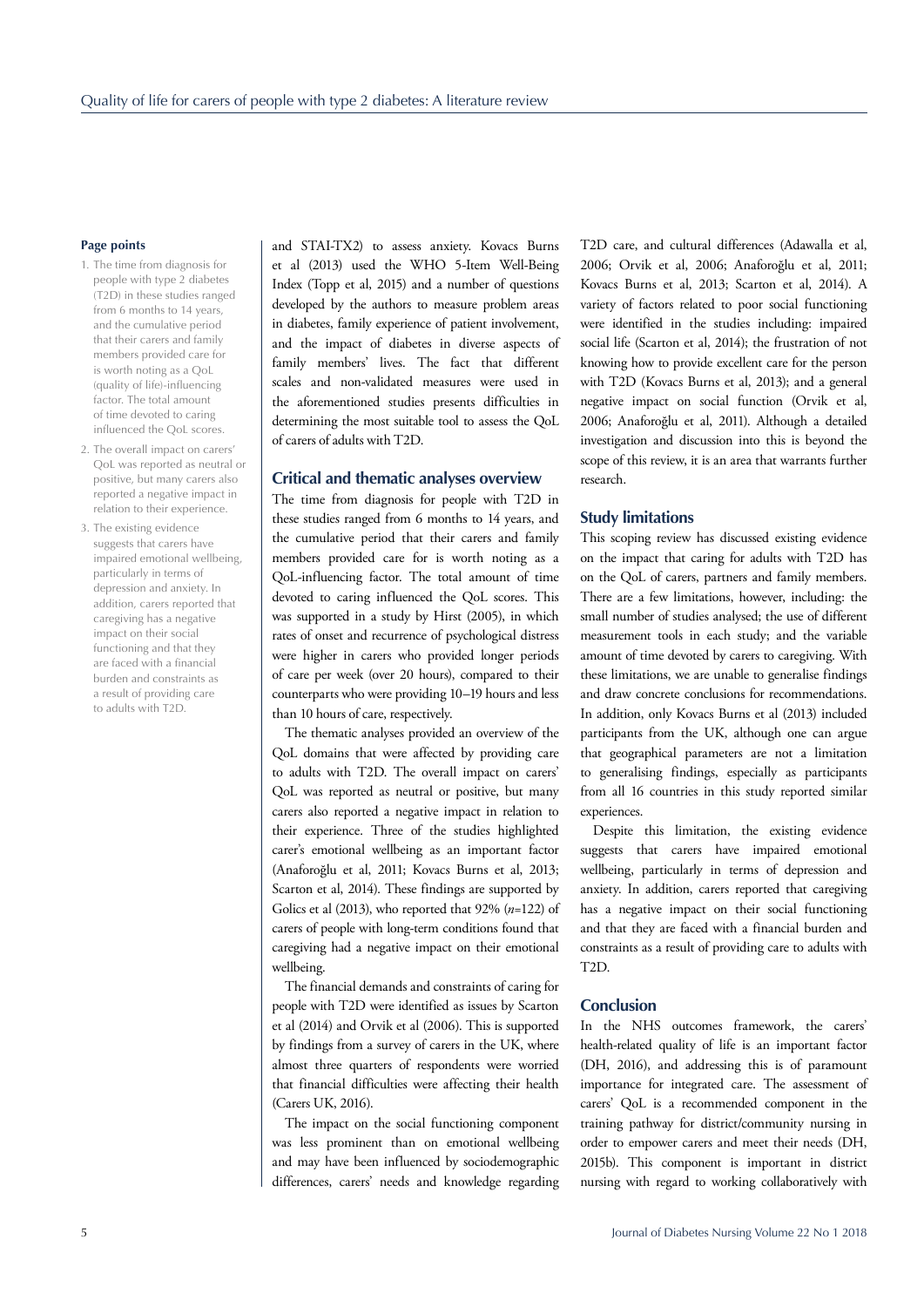### Page points

1. The time from diagnosis for people with type 2 diabetes (T2D) in these studies ranged from 6 months to 14 years, and the cumulative period that their carers and family members provided care for is worth noting as a QoL (quality of life)-influencing factor. The total amount of time devoted to caring influenced the QoL scores.
2. The overall impact on carers' QoL was reported as neutral or positive, but many carers also reported a negative impact in relation to their experience.
3. The existing evidence suggests that carers have impaired emotional wellbeing, particularly in terms of depression and anxiety. In addition, carers reported that caregiving has a negative impact on their social functioning and that they are faced with a financial burden and constraints as a result of providing care to adults with T2D.

and STAI-TX2) to assess anxiety. Kovacs Burns et al (2013) used the WHO 5-Item Well-Being Index (Topp et al, 2015) and a number of questions developed by the authors to measure problem areas in diabetes, family experience of patient involvement, and the impact of diabetes in diverse aspects of family members' lives. The fact that different scales and non-validated measures were used in the aforementioned studies presents difficulties in determining the most suitable tool to assess the QoL of carers of adults with T2D.

## Critical and thematic analyses overview

The time from diagnosis for people with T2D in these studies ranged from 6 months to 14 years, and the cumulative period that their carers and family members provided care for is worth noting as a QoL-influencing factor. The total amount of time devoted to caring influenced the QoL scores. This was supported in a study by Hirst (2005), in which rates of onset and recurrence of psychological distress were higher in carers who provided longer periods of care per week (over 20 hours), compared to their counterparts who were providing 10–19 hours and less than 10 hours of care, respectively.

The thematic analyses provided an overview of the QoL domains that were affected by providing care to adults with T2D. The overall impact on carers' QoL was reported as neutral or positive, but many carers also reported a negative impact in relation to their experience. Three of the studies highlighted carer's emotional wellbeing as an important factor (Anaforoğlu et al, 2011; Kovacs Burns et al, 2013; Scarton et al, 2014). These findings are supported by Golics et al (2013), who reported that 92% (*n*=122) of carers of people with long-term conditions found that caregiving had a negative impact on their emotional wellbeing.

The financial demands and constraints of caring for people with T2D were identified as issues by Scarton et al (2014) and Orvik et al (2006). This is supported by findings from a survey of carers in the UK, where almost three quarters of respondents were worried that financial difficulties were affecting their health (Carers UK, 2016).

The impact on the social functioning component was less prominent than on emotional wellbeing and may have been influenced by sociodemographic differences, carers' needs and knowledge regarding T2D care, and cultural differences (Adawalla et al, 2006; Orvik et al, 2006; Anaforoğlu et al, 2011; Kovacs Burns et al, 2013; Scarton et al, 2014). A variety of factors related to poor social functioning were identified in the studies including: impaired social life (Scarton et al, 2014); the frustration of not knowing how to provide excellent care for the person with T2D (Kovacs Burns et al, 2013); and a general negative impact on social function (Orvik et al, 2006; Anaforoğlu et al, 2011). Although a detailed investigation and discussion into this is beyond the scope of this review, it is an area that warrants further research.

## Study limitations

This scoping review has discussed existing evidence on the impact that caring for adults with T2D has on the QoL of carers, partners and family members. There are a few limitations, however, including: the small number of studies analysed; the use of different measurement tools in each study; and the variable amount of time devoted by carers to caregiving. With these limitations, we are unable to generalise findings and draw concrete conclusions for recommendations. In addition, only Kovacs Burns et al (2013) included participants from the UK, although one can argue that geographical parameters are not a limitation to generalising findings, especially as participants from all 16 countries in this study reported similar experiences.

Despite this limitation, the existing evidence suggests that carers have impaired emotional wellbeing, particularly in terms of depression and anxiety. In addition, carers reported that caregiving has a negative impact on their social functioning and that they are faced with a financial burden and constraints as a result of providing care to adults with T2D.

## Conclusion

In the NHS outcomes framework, the carers' health-related quality of life is an important factor (DH, 2016), and addressing this is of paramount importance for integrated care. The assessment of carers' QoL is a recommended component in the training pathway for district/community nursing in order to empower carers and meet their needs (DH, 2015b). This component is important in district nursing with regard to working collaboratively with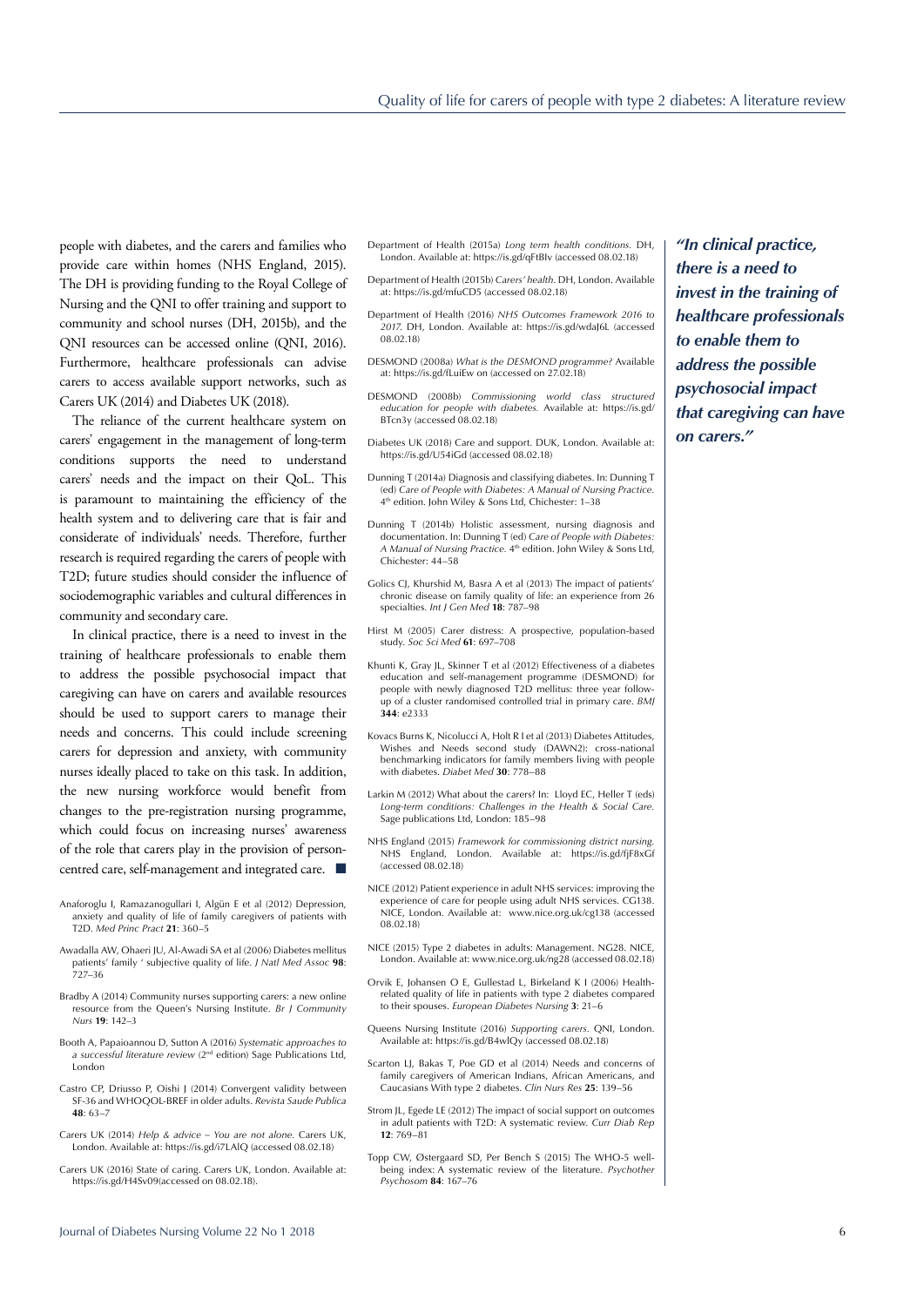people with diabetes, and the carers and families who provide care within homes (NHS England, 2015). The DH is providing funding to the Royal College of Nursing and the QNI to offer training and support to community and school nurses (DH, 2015b), and the QNI resources can be accessed online (QNI, 2016). Furthermore, healthcare professionals can advise carers to access available support networks, such as Carers UK (2014) and Diabetes UK (2018).

The reliance of the current healthcare system on carers' engagement in the management of long-term conditions supports the need to understand carers' needs and the impact on their QoL. This is paramount to maintaining the efficiency of the health system and to delivering care that is fair and considerate of individuals' needs. Therefore, further research is required regarding the carers of people with T2D; future studies should consider the influence of sociodemographic variables and cultural differences in community and secondary care.

In clinical practice, there is a need to invest in the training of healthcare professionals to enable them to address the possible psychosocial impact that caregiving can have on carers and available resources should be used to support carers to manage their needs and concerns. This could include screening carers for depression and anxiety, with community nurses ideally placed to take on this task. In addition, the new nursing workforce would benefit from changes to the pre-registration nursing programme, which could focus on increasing nurses' awareness of the role that carers play in the provision of person-centred care, self-management and integrated care. ■

Anaforoglu I, Ramazanogullari I, Algün E et al (2012) Depression, anxiety and quality of life of family caregivers of patients with T2D. *Med Princ Pract* **21**: 360–5

Awadalla AW, Ohaeri JU, Al-Awadi SA et al (2006) Diabetes mellitus patients' family ' subjective quality of life. *J Natl Med Assoc* **98**: 727–36

Bradby A (2014) Community nurses supporting carers: a new online resource from the Queen's Nursing Institute. *Br J Community Nurs* **19**: 142–3

Booth A, Papaioannou D, Sutton A (2016) *Systematic approaches to a successful literature review* (2nd edition) Sage Publications Ltd, London

Castro CP, Driusso P, Oishi J (2014) Convergent validity between SF-36 and WHOQOL-BREF in older adults. *Revista Saude Publica* **48**: 63–7

Carers UK (2014) *Help & advice – You are not alone.* Carers UK, London. Available at: https://is.gd/i7LAlQ (accessed 08.02.18)

Carers UK (2016) State of caring. Carers UK, London. Available at: https://is.gd/H4Sv09(accessed on 08.02.18).

Department of Health (2015a) *Long term health conditions.* DH, London. Available at: https://is.gd/qFtBIv (accessed 08.02.18)

Department of Health (2015b) *Carers' health.* DH, London. Available at: https://is.gd/mfuCD5 (accessed 08.02.18)

Department of Health (2016) *NHS Outcomes Framework 2016 to 2017.* DH, London. Available at: https://is.gd/wdaJ6L (accessed 08.02.18)

DESMOND (2008a) *What is the DESMOND programme?* Available at: https://is.gd/fLuiEw on (accessed on 27.02.18)

DESMOND (2008b) *Commissioning world class structured education for people with diabetes.* Available at: https://is.gd/BTcn3y (accessed 08.02.18)

Diabetes UK (2018) Care and support. DUK, London. Available at: https://is.gd/U54iGd (accessed 08.02.18)

Dunning T (2014a) Diagnosis and classifying diabetes. In: Dunning T (ed) *Care of People with Diabetes: A Manual of Nursing Practice.* 4th edition. John Wiley & Sons Ltd, Chichester: 1–38

Dunning T (2014b) Holistic assessment, nursing diagnosis and documentation. In: Dunning T (ed) *Care of People with Diabetes: A Manual of Nursing Practice.* 4th edition. John Wiley & Sons Ltd, Chichester: 44–58

Golics CJ, Khurshid M, Basra A et al (2013) The impact of patients' chronic disease on family quality of life: an experience from 26 specialties. *Int J Gen Med* **18**: 787–98

Hirst M (2005) Carer distress: A prospective, population-based study. *Soc Sci Med* **61**: 697–708

Khunti K, Gray JL, Skinner T et al (2012) Effectiveness of a diabetes education and self-management programme (DESMOND) for people with newly diagnosed T2D mellitus: three year follow-up of a cluster randomised controlled trial in primary care. *BMJ* **344**: e2333

Kovacs Burns K, Nicolucci A, Holt R I et al (2013) Diabetes Attitudes, Wishes and Needs second study (DAWN2): cross-national benchmarking indicators for family members living with people with diabetes. *Diabet Med* **30**: 778–88

Larkin M (2012) What about the carers? In: Lloyd EC, Heller T (eds) *Long-term conditions: Challenges in the Health & Social Care.* Sage publications Ltd, London: 185–98

NHS England (2015) *Framework for commissioning district nursing.* NHS England, London. Available at: https://is.gd/fjF8xGf (accessed 08.02.18)

NICE (2012) Patient experience in adult NHS services: improving the experience of care for people using adult NHS services. CG138. NICE, London. Available at: www.nice.org.uk/cg138 (accessed 08.02.18)

NICE (2015) Type 2 diabetes in adults: Management. NG28. NICE, London. Available at: www.nice.org.uk/ng28 (accessed 08.02.18)

Orvik E, Johansen O E, Gullestad L, Birkeland K I (2006) Health-related quality of life in patients with type 2 diabetes compared to their spouses. *European Diabetes Nursing* **3**: 21–6

Queens Nursing Institute (2016) *Supporting carers.* QNI, London. Available at: https://is.gd/B4wlQy (accessed 08.02.18)

Scarton LJ, Bakas T, Poe GD et al (2014) Needs and concerns of family caregivers of American Indians, African Americans, and Caucasians With type 2 diabetes. *Clin Nurs Res* **25**: 139–56

Strom JL, Egede LE (2012) The impact of social support on outcomes in adult patients with T2D: A systematic review. *Curr Diab Rep* **12**: 769–81

Topp CW, Østergaard SD, Per Bench S (2015) The WHO-5 well-being index: A systematic review of the literature. *Psychother Psychosom* **84**: 167–76

***"In clinical practice, there is a need to invest in the training of healthcare professionals to enable them to address the possible psychosocial impact that caregiving can have on carers."***